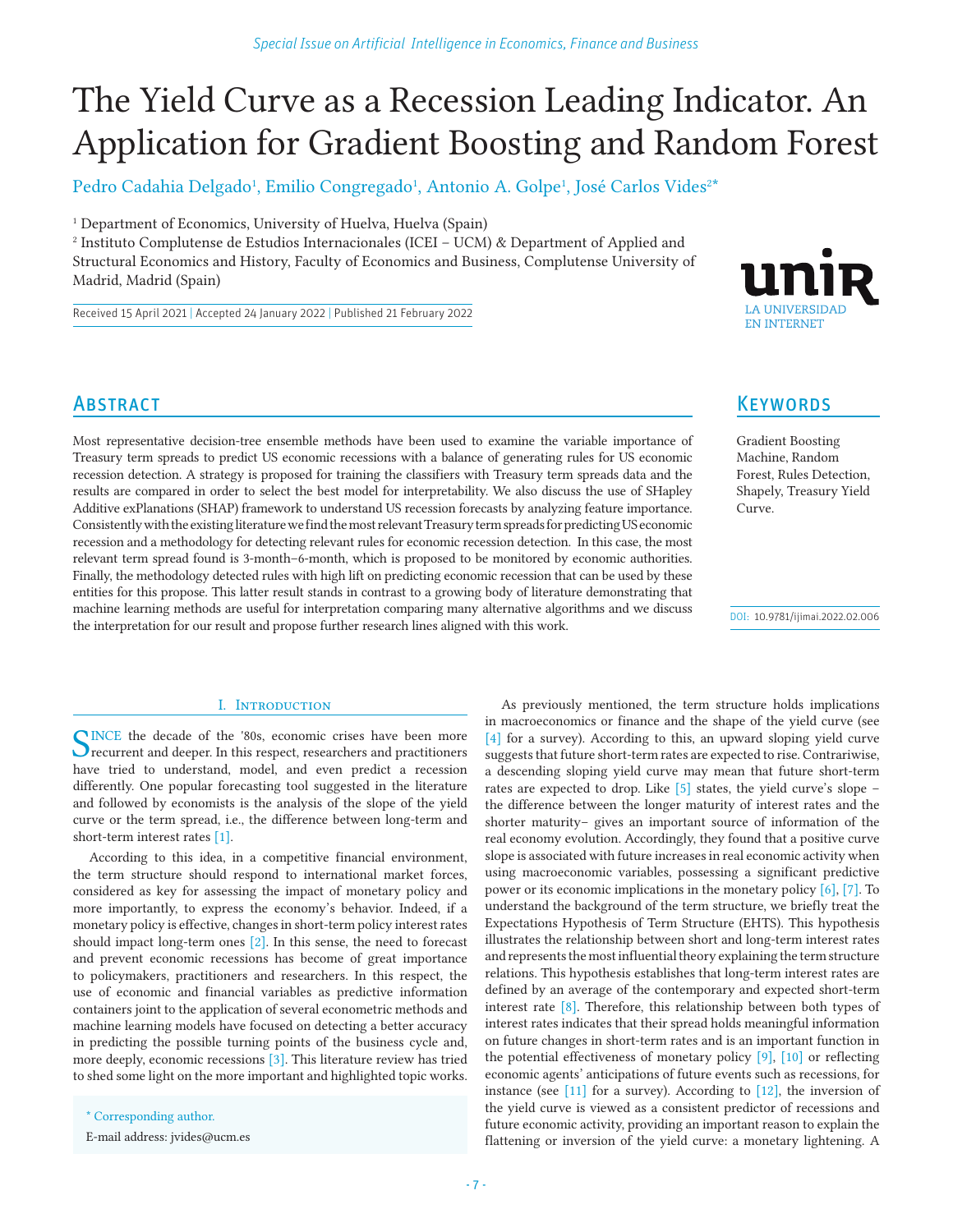# The Yield Curve as a Recession Leading Indicator. An Application for Gradient Boosting and Random Forest

Pedro Cadahia Delgado[1], Emilio Congregado[1], Antonio A. Golpe[1], José Carlos Vides[2]*

[1] Department of Economics, University of Huelva, Huelva (Spain)

[2] Instituto Complutense de Estudios Internacionales (ICEI – UCM) & Department of Applied and Structural Economics and History, Faculty of Economics and Business, Complutense University of Madrid, Madrid (Spain)

Received 15 April 2021 | Accepted 24 January 2022 | Published 21 February 2022

## Abstract

Most representative decision-tree ensemble methods have been used to examine the variable importance of Treasury term spreads to predict US economic recessions with a balance of generating rules for US economic recession detection. A strategy is proposed for training the classifiers with Treasury term spreads data and the results are compared in order to select the best model for interpretability. We also discuss the use of SHapley Additive exPlanations (SHAP) framework to understand US recession forecasts by analyzing feature importance. Consistently with the existing literature we find the most relevant Treasury term spreads for predicting US economic recession and a methodology for detecting relevant rules for economic recession detection. In this case, the most relevant term spread found is 3-month–6-month, which is proposed to be monitored by economic authorities. Finally, the methodology detected rules with high lift on predicting economic recession that can be used by these entities for this propose. This latter result stands in contrast to a growing body of literature demonstrating that machine learning methods are useful for interpretation comparing many alternative algorithms and we discuss the interpretation for our result and propose further research lines aligned with this work.

## Keywords

Gradient Boosting Machine, Random Forest, Rules Detection, Shapely, Treasury Yield Curve.

DOI: 10.9781/ijimai.2022.02.006

## I. Introduction

Since the decade of the '80s, economic crises have been more recurrent and deeper. In this respect, researchers and practitioners have tried to understand, model, and even predict a recession differently. One popular forecasting tool suggested in the literature and followed by economists is the analysis of the slope of the yield curve or the term spread, i.e., the difference between long-term and short-term interest rates [1].

According to this idea, in a competitive financial environment, the term structure should respond to international market forces, considered as key for assessing the impact of monetary policy and more importantly, to express the economy's behavior. Indeed, if a monetary policy is effective, changes in short-term policy interest rates should impact long-term ones [2]. In this sense, the need to forecast and prevent economic recessions has become of great importance to policymakers, practitioners and researchers. In this respect, the use of economic and financial variables as predictive information containers joint to the application of several econometric methods and machine learning models have focused on detecting a better accuracy in predicting the possible turning points of the business cycle and, more deeply, economic recessions [3]. This literature review has tried to shed some light on the more important and highlighted topic works.

As previously mentioned, the term structure holds implications in macroeconomics or finance and the shape of the yield curve (see [4] for a survey). According to this, an upward sloping yield curve suggests that future short-term rates are expected to rise. Contrariwise, a descending sloping yield curve may mean that future short-term rates are expected to drop. Like [5] states, the yield curve's slope – the difference between the longer maturity of interest rates and the shorter maturity– gives an important source of information of the real economy evolution. Accordingly, they found that a positive curve slope is associated with future increases in real economic activity when using macroeconomic variables, possessing a significant predictive power or its economic implications in the monetary policy [6], [7]. To understand the background of the term structure, we briefly treat the Expectations Hypothesis of Term Structure (EHTS). This hypothesis illustrates the relationship between short and long-term interest rates and represents the most influential theory explaining the term structure relations. This hypothesis establishes that long-term interest rates are defined by an average of the contemporary and expected short-term interest rate [8]. Therefore, this relationship between both types of interest rates indicates that their spread holds meaningful information on future changes in short-term rates and is an important function in the potential effectiveness of monetary policy [9], [10] or reflecting economic agents' anticipations of future events such as recessions, for instance (see [11] for a survey). According to [12], the inversion of the yield curve is viewed as a consistent predictor of recessions and future economic activity, providing an important reason to explain the flattening or inversion of the yield curve: a monetary lightening. A

\* Corresponding author.

E-mail address: jvides@ucm.es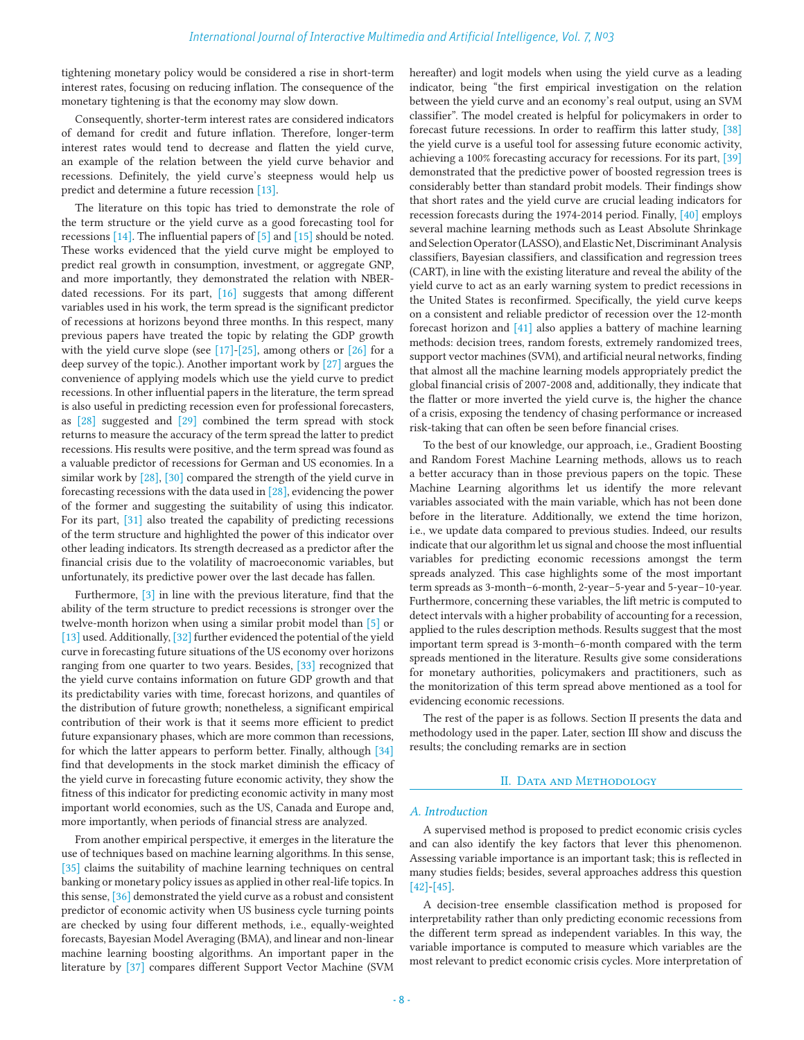tightening monetary policy would be considered a rise in short-term interest rates, focusing on reducing inflation. The consequence of the monetary tightening is that the economy may slow down.

Consequently, shorter-term interest rates are considered indicators of demand for credit and future inflation. Therefore, longer-term interest rates would tend to decrease and flatten the yield curve, an example of the relation between the yield curve behavior and recessions. Definitely, the yield curve's steepness would help us predict and determine a future recession [13].

The literature on this topic has tried to demonstrate the role of the term structure or the yield curve as a good forecasting tool for recessions [14]. The influential papers of [5] and [15] should be noted. These works evidenced that the yield curve might be employed to predict real growth in consumption, investment, or aggregate GNP, and more importantly, they demonstrated the relation with NBER-dated recessions. For its part, [16] suggests that among different variables used in his work, the term spread is the significant predictor of recessions at horizons beyond three months. In this respect, many previous papers have treated the topic by relating the GDP growth with the yield curve slope (see [17]-[25], among others or [26] for a deep survey of the topic.). Another important work by [27] argues the convenience of applying models which use the yield curve to predict recessions. In other influential papers in the literature, the term spread is also useful in predicting recession even for professional forecasters, as [28] suggested and [29] combined the term spread with stock returns to measure the accuracy of the term spread the latter to predict recessions. His results were positive, and the term spread was found as a valuable predictor of recessions for German and US economies. In a similar work by [28], [30] compared the strength of the yield curve in forecasting recessions with the data used in [28], evidencing the power of the former and suggesting the suitability of using this indicator. For its part, [31] also treated the capability of predicting recessions of the term structure and highlighted the power of this indicator over other leading indicators. Its strength decreased as a predictor after the financial crisis due to the volatility of macroeconomic variables, but unfortunately, its predictive power over the last decade has fallen.

Furthermore, [3] in line with the previous literature, find that the ability of the term structure to predict recessions is stronger over the twelve-month horizon when using a similar probit model than [5] or [13] used. Additionally, [32] further evidenced the potential of the yield curve in forecasting future situations of the US economy over horizons ranging from one quarter to two years. Besides, [33] recognized that the yield curve contains information on future GDP growth and that its predictability varies with time, forecast horizons, and quantiles of the distribution of future growth; nonetheless, a significant empirical contribution of their work is that it seems more efficient to predict future expansionary phases, which are more common than recessions, for which the latter appears to perform better. Finally, although [34] find that developments in the stock market diminish the efficacy of the yield curve in forecasting future economic activity, they show the fitness of this indicator for predicting economic activity in many most important world economies, such as the US, Canada and Europe and, more importantly, when periods of financial stress are analyzed.

From another empirical perspective, it emerges in the literature the use of techniques based on machine learning algorithms. In this sense, [35] claims the suitability of machine learning techniques on central banking or monetary policy issues as applied in other real-life topics. In this sense, [36] demonstrated the yield curve as a robust and consistent predictor of economic activity when US business cycle turning points are checked by using four different methods, i.e., equally-weighted forecasts, Bayesian Model Averaging (BMA), and linear and non-linear machine learning boosting algorithms. An important paper in the literature by [37] compares different Support Vector Machine (SVM hereafter) and logit models when using the yield curve as a leading indicator, being "the first empirical investigation on the relation between the yield curve and an economy's real output, using an SVM classifier". The model created is helpful for policymakers in order to forecast future recessions. In order to reaffirm this latter study, [38] the yield curve is a useful tool for assessing future economic activity, achieving a 100% forecasting accuracy for recessions. For its part, [39] demonstrated that the predictive power of boosted regression trees is considerably better than standard probit models. Their findings show that short rates and the yield curve are crucial leading indicators for recession forecasts during the 1974-2014 period. Finally, [40] employs several machine learning methods such as Least Absolute Shrinkage and Selection Operator (LASSO), and Elastic Net, Discriminant Analysis classifiers, Bayesian classifiers, and classification and regression trees (CART), in line with the existing literature and reveal the ability of the yield curve to act as an early warning system to predict recessions in the United States is reconfirmed. Specifically, the yield curve keeps on a consistent and reliable predictor of recession over the 12-month forecast horizon and [41] also applies a battery of machine learning methods: decision trees, random forests, extremely randomized trees, support vector machines (SVM), and artificial neural networks, finding that almost all the machine learning models appropriately predict the global financial crisis of 2007-2008 and, additionally, they indicate that the flatter or more inverted the yield curve is, the higher the chance of a crisis, exposing the tendency of chasing performance or increased risk-taking that can often be seen before financial crises.

To the best of our knowledge, our approach, i.e., Gradient Boosting and Random Forest Machine Learning methods, allows us to reach a better accuracy than in those previous papers on the topic. These Machine Learning algorithms let us identify the more relevant variables associated with the main variable, which has not been done before in the literature. Additionally, we extend the time horizon, i.e., we update data compared to previous studies. Indeed, our results indicate that our algorithm let us signal and choose the most influential variables for predicting economic recessions amongst the term spreads analyzed. This case highlights some of the most important term spreads as 3-month–6-month, 2-year–5-year and 5-year–10-year. Furthermore, concerning these variables, the lift metric is computed to detect intervals with a higher probability of accounting for a recession, applied to the rules description methods. Results suggest that the most important term spread is 3-month–6-month compared with the term spreads mentioned in the literature. Results give some considerations for monetary authorities, policymakers and practitioners, such as the monitorization of this term spread above mentioned as a tool for evidencing economic recessions.

The rest of the paper is as follows. Section II presents the data and methodology used in the paper. Later, section III show and discuss the results; the concluding remarks are in section

## II. Data and Methodology

### A. Introduction

A supervised method is proposed to predict economic crisis cycles and can also identify the key factors that lever this phenomenon. Assessing variable importance is an important task; this is reflected in many studies fields; besides, several approaches address this question [42]-[45].

A decision-tree ensemble classification method is proposed for interpretability rather than only predicting economic recessions from the different term spread as independent variables. In this way, the variable importance is computed to measure which variables are the most relevant to predict economic crisis cycles. More interpretation of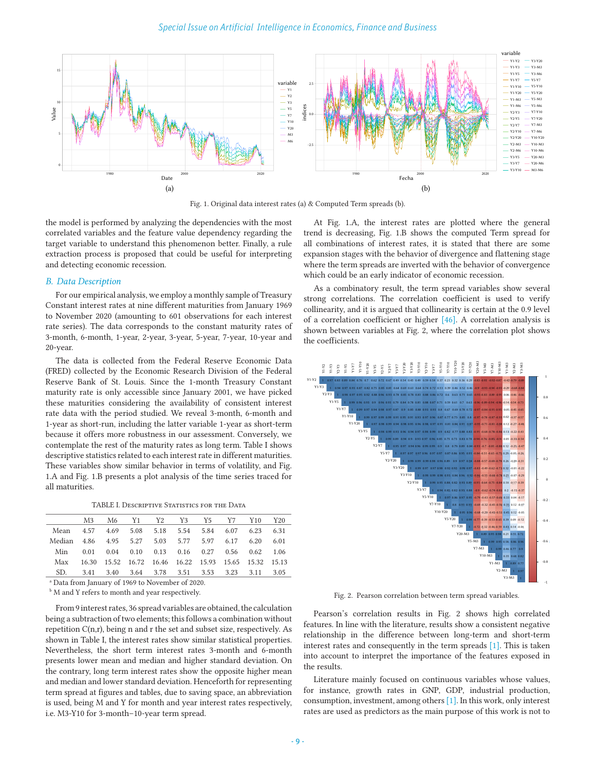Fig. 1. Original data interest rates (a) & Computed Term spreads (b).

the model is performed by analyzing the dependencies with the most correlated variables and the feature value dependency regarding the target variable to understand this phenomenon better. Finally, a rule extraction process is proposed that could be useful for interpreting and detecting economic recession.

### *B. Data Description*

For our empirical analysis, we employ a monthly sample of Treasury Constant interest rates at nine different maturities from January 1969 to November 2020 (amounting to 601 observations for each interest rate series). The data corresponds to the constant maturity rates of 3-month, 6-month, 1-year, 2-year, 3-year, 5-year, 7-year, 10-year and 20-year.

The data is collected from the Federal Reserve Economic Data (FRED) collected by the Economic Research Division of the Federal Reserve Bank of St. Louis. Since the 1-month Treasury Constant maturity rate is only accessible since January 2001, we have picked these maturities considering the availability of consistent interest rate data with the period studied. We reveal 3-month, 6-month and 1-year as short-run, including the latter variable 1-year as short-term because it offers more robustness in our assessment. Conversely, we contemplate the rest of the maturity rates as long term. Table I shows descriptive statistics related to each interest rate in different maturities. These variables show similar behavior in terms of volatility, and Fig. 1.A and Fig. 1.B presents a plot analysis of the time series traced for all maturities.

TABLE I. Descriptive Statistics for the Data

| | M3 | M6 | Y1 | Y2 | Y3 | Y5 | Y7 | Y10 | Y20 |
|---|---|---|---|---|---|---|---|---|---|
| Mean | 4.57 | 4.69 | 5.08 | 5.18 | 5.54 | 5.84 | 6.07 | 6.23 | 6.31 |
| Median | 4.86 | 4.95 | 5.27 | 5.03 | 5.77 | 5.97 | 6.17 | 6.20 | 6.01 |
| Min | 0.01 | 0.04 | 0.10 | 0.13 | 0.16 | 0.27 | 0.56 | 0.62 | 1.06 |
| Max | 16.30 | 15.52 | 16.72 | 16.46 | 16.22 | 15.93 | 15.65 | 15.32 | 15.13 |
| SD. | 3.41 | 3.40 | 3.64 | 3.78 | 3.51 | 3.53 | 3.23 | 3.11 | 3.05 |

[a] Data from January of 1969 to November of 2020.

[b] M and Y refers to month and year respectively.

From 9 interest rates, 36 spread variables are obtained, the calculation being a subtraction of two elements; this follows a combination without repetition C(n,r), being n and r the set and subset size, respectively. As shown in Table I, the interest rates show similar statistical properties. Nevertheless, the short term interest rates 3-month and 6-month presents lower mean and median and higher standard deviation. On the contrary, long term interest rates show the opposite higher mean and median and lower standard deviation. Henceforth for representing term spread at figures and tables, due to saving space, an abbreviation is used, being M and Y for month and year interest rates respectively, i.e. M3-Y10 for 3-month–10-year term spread.

At Fig. 1.A, the interest rates are plotted where the general trend is decreasing, Fig. 1.B shows the computed Term spread for all combinations of interest rates, it is stated that there are some expansion stages with the behavior of divergence and flattening stage where the term spreads are inverted with the behavior of convergence which could be an early indicator of economic recession.

As a combinatory result, the term spread variables show several strong correlations. The correlation coefficient is used to verify collinearity, and it is argued that collinearity is certain at the 0.9 level of a correlation coefficient or higher [46]. A correlation analysis is shown between variables at Fig. 2, where the correlation plot shows the coefficients.

Fig. 2. Pearson correlation between term spread variables.

Pearson's correlation results in Fig. 2 shows high correlated features. In line with the literature, results show a consistent negative relationship in the difference between long-term and short-term interest rates and consequently in the term spreads [1]. This is taken into account to interpret the importance of the features exposed in the results.

Literature mainly focused on continuous variables whose values, for instance, growth rates in GNP, GDP, industrial production, consumption, investment, among others [1]. In this work, only interest rates are used as predictors as the main purpose of this work is not to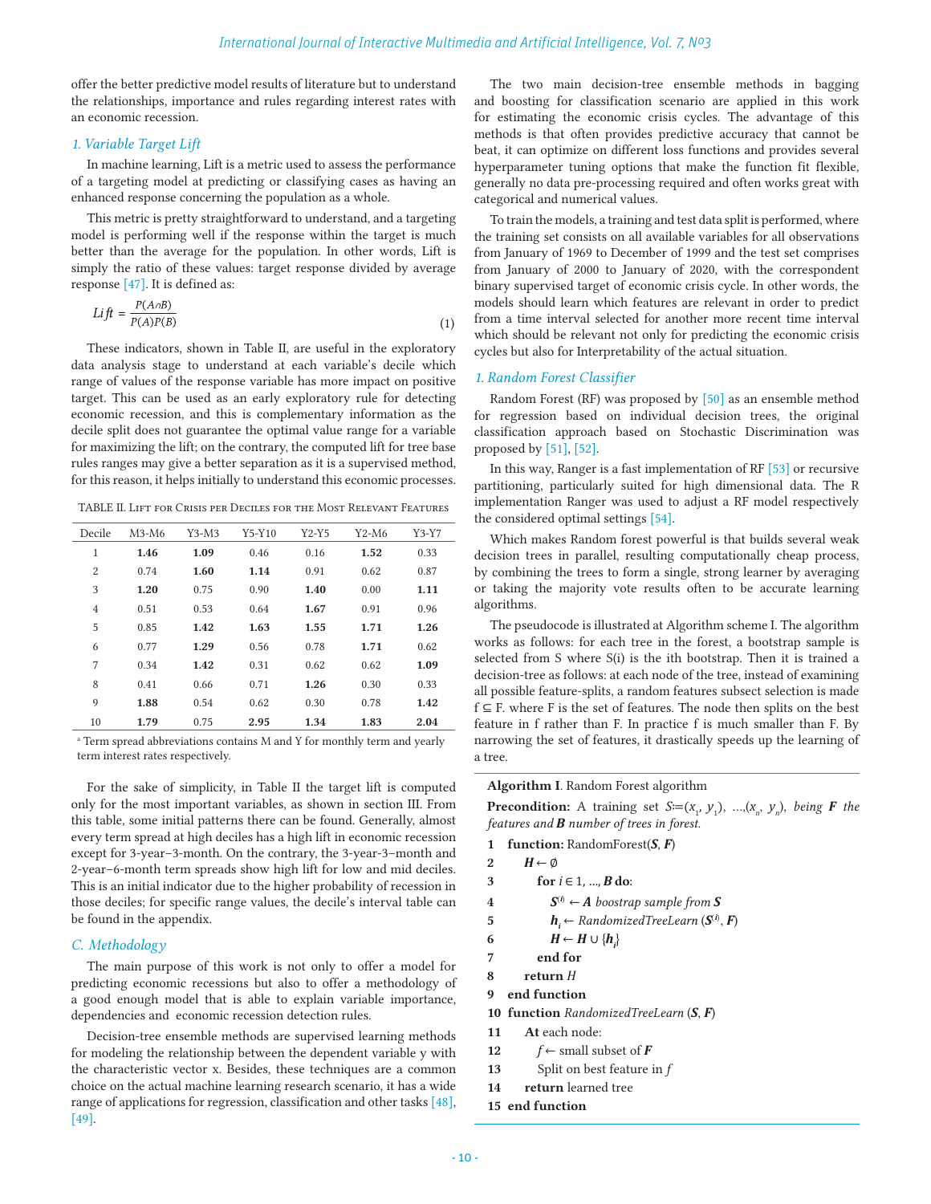offer the better predictive model results of literature but to understand the relationships, importance and rules regarding interest rates with an economic recession.

### *1. Variable Target Lift*

In machine learning, Lift is a metric used to assess the performance of a targeting model at predicting or classifying cases as having an enhanced response concerning the population as a whole.

This metric is pretty straightforward to understand, and a targeting model is performing well if the response within the target is much better than the average for the population. In other words, Lift is simply the ratio of these values: target response divided by average response [47]. It is defined as:

$$Lift = \frac{P(A \cap B)}{P(A)P(B)} \tag{1}$$

These indicators, shown in Table II, are useful in the exploratory data analysis stage to understand at each variable's decile which range of values of the response variable has more impact on positive target. This can be used as an early exploratory rule for detecting economic recession, and this is complementary information as the decile split does not guarantee the optimal value range for a variable for maximizing the lift; on the contrary, the computed lift for tree base rules ranges may give a better separation as it is a supervised method, for this reason, it helps initially to understand this economic processes.

TABLE II. Lift for Crisis per Deciles for the Most Relevant Features

| Decile | M3-M6 | Y3-M3 | Y5-Y10 | Y2-Y5 | Y2-M6 | Y3-Y7 |
|---|---|---|---|---|---|---|
| 1 | **1.46** | **1.09** | 0.46 | 0.16 | **1.52** | 0.33 |
| 2 | 0.74 | **1.60** | **1.14** | 0.91 | 0.62 | 0.87 |
| 3 | **1.20** | 0.75 | 0.90 | **1.40** | 0.00 | **1.11** |
| 4 | 0.51 | 0.53 | 0.64 | **1.67** | 0.91 | 0.96 |
| 5 | 0.85 | **1.42** | **1.63** | **1.55** | **1.71** | **1.26** |
| 6 | 0.77 | **1.29** | 0.56 | 0.78 | **1.71** | 0.62 |
| 7 | 0.34 | **1.42** | 0.31 | 0.62 | 0.62 | **1.09** |
| 8 | 0.41 | 0.66 | 0.71 | **1.26** | 0.30 | 0.33 |
| 9 | **1.88** | 0.54 | 0.62 | 0.30 | 0.78 | **1.42** |
| 10 | **1.79** | 0.75 | **2.95** | **1.34** | **1.83** | **2.04** |

[a] Term spread abbreviations contains M and Y for monthly term and yearly term interest rates respectively.

For the sake of simplicity, in Table II the target lift is computed only for the most important variables, as shown in section III. From this table, some initial patterns there can be found. Generally, almost every term spread at high deciles has a high lift in economic recession except for 3-year–3-month. On the contrary, the 3-year-3–month and 2-year–6-month term spreads show high lift for low and mid deciles. This is an initial indicator due to the higher probability of recession in those deciles; for specific range values, the decile's interval table can be found in the appendix.

## *C. Methodology*

The main purpose of this work is not only to offer a model for predicting economic recessions but also to offer a methodology of a good enough model that is able to explain variable importance, dependencies and economic recession detection rules.

Decision-tree ensemble methods are supervised learning methods for modeling the relationship between the dependent variable y with the characteristic vector x. Besides, these techniques are a common choice on the actual machine learning research scenario, it has a wide range of applications for regression, classification and other tasks [48], [49].

The two main decision-tree ensemble methods in bagging and boosting for classification scenario are applied in this work for estimating the economic crisis cycles. The advantage of this methods is that often provides predictive accuracy that cannot be beat, it can optimize on different loss functions and provides several hyperparameter tuning options that make the function fit flexible, generally no data pre-processing required and often works great with categorical and numerical values.

To train the models, a training and test data split is performed, where the training set consists on all available variables for all observations from January of 1969 to December of 1999 and the test set comprises from January of 2000 to January of 2020, with the correspondent binary supervised target of economic crisis cycle. In other words, the models should learn which features are relevant in order to predict from a time interval selected for another more recent time interval which should be relevant not only for predicting the economic crisis cycles but also for Interpretability of the actual situation.

### *1. Random Forest Classifier*

Random Forest (RF) was proposed by [50] as an ensemble method for regression based on individual decision trees, the original classification approach based on Stochastic Discrimination was proposed by [51], [52].

In this way, Ranger is a fast implementation of RF [53] or recursive partitioning, particularly suited for high dimensional data. The R implementation Ranger was used to adjust a RF model respectively the considered optimal settings [54].

Which makes Random forest powerful is that builds several weak decision trees in parallel, resulting computationally cheap process, by combining the trees to form a single, strong learner by averaging or taking the majority vote results often to be accurate learning algorithms.

The pseudocode is illustrated at Algorithm scheme I. The algorithm works as follows: for each tree in the forest, a bootstrap sample is selected from S where S(i) is the ith bootstrap. Then it is trained a decision-tree as follows: at each node of the tree, instead of examining all possible feature-splits, a random features subset selection is made $f \subseteq F$. where F is the set of features. The node then splits on the best feature in f rather than F. In practice f is much smaller than F. By narrowing the set of features, it drastically speeds up the learning of a tree.

**Algorithm I**. Random Forest algorithm

**Precondition:** A training set $S:=(x_1, y_1), \ldots,(x_n, y_n)$, *being* ***F*** *the features and* ***B*** *number of trees in forest.*

```
1  function: RandomForest(S, F)
2      H ← ∅
3      for i ∈ 1, ..., B do:
4          S(i) ← A boostrap sample from S
5          h_i ← RandomizedTreeLearn (S(i), F)
6          H ← H ∪ {h_i}
7      end for
8      return H
9  end function
10 function RandomizedTreeLearn (S, F)
11     At each node:
12         f ← small subset of F
13         Split on best feature in f
14     return learned tree
15 end function
```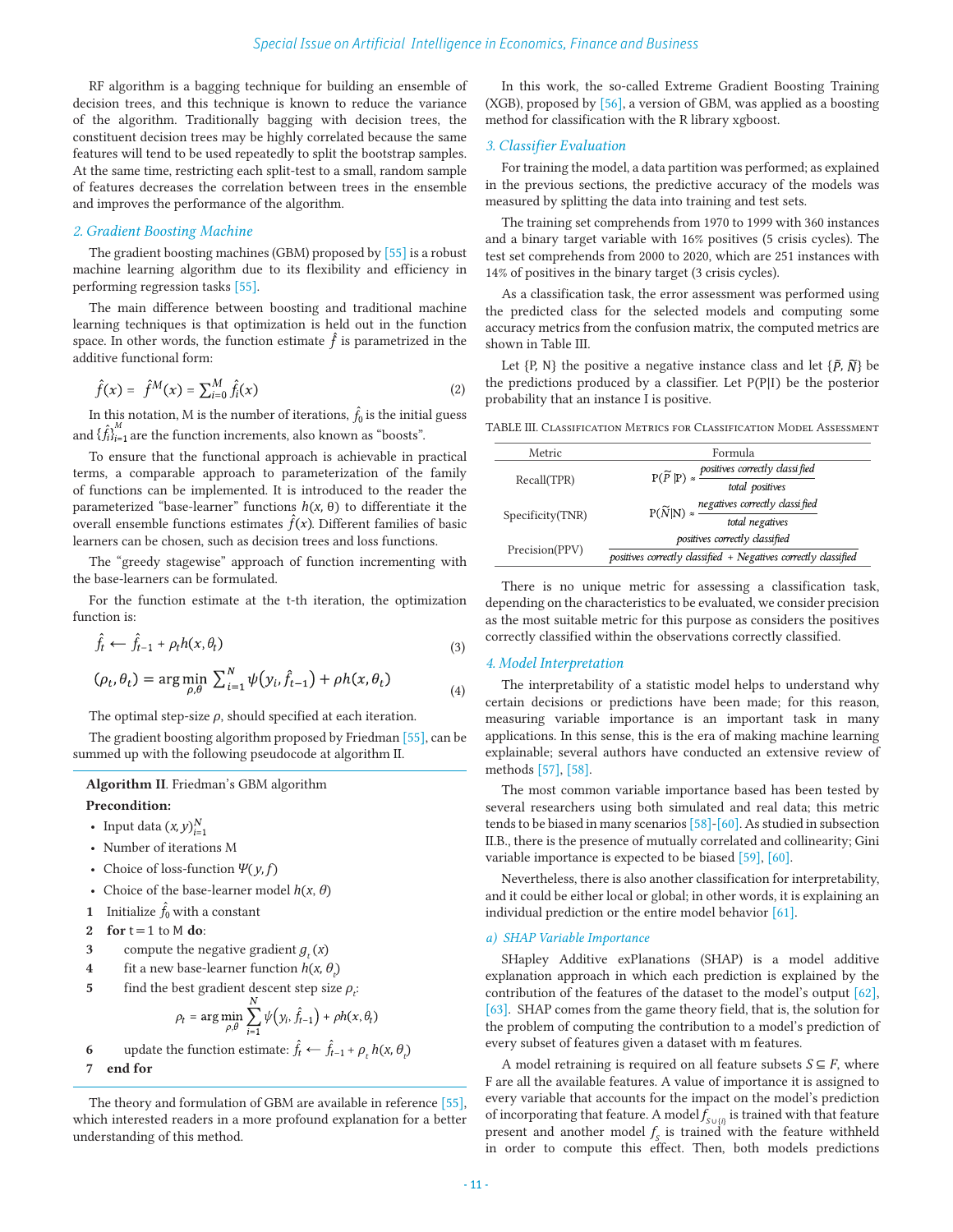RF algorithm is a bagging technique for building an ensemble of decision trees, and this technique is known to reduce the variance of the algorithm. Traditionally bagging with decision trees, the constituent decision trees may be highly correlated because the same features will tend to be used repeatedly to split the bootstrap samples. At the same time, restricting each split-test to a small, random sample of features decreases the correlation between trees in the ensemble and improves the performance of the algorithm.

### 2. Gradient Boosting Machine

The gradient boosting machines (GBM) proposed by [55] is a robust machine learning algorithm due to its flexibility and efficiency in performing regression tasks [55].

The main difference between boosting and traditional machine learning techniques is that optimization is held out in the function space. In other words, the function estimate $\hat{f}$ is parametrized in the additive functional form:

$$\hat{f}(x) = \hat{f}^{M}(x) = \sum_{i=0}^{M} \hat{f}_i(x) \tag{2}$$

In this notation, M is the number of iterations, $\hat{f}_0$ is the initial guess and $\{\hat{f}_i\}_{i=1}^{M}$ are the function increments, also known as "boosts".

To ensure that the functional approach is achievable in practical terms, a comparable approach to parameterization of the family of functions can be implemented. It is introduced to the reader the parameterized "base-learner" functions $h(x, \theta)$ to differentiate it the overall ensemble functions estimates $\hat{f}(x)$. Different families of basic learners can be chosen, such as decision trees and loss functions.

The "greedy stagewise" approach of function incrementing with the base-learners can be formulated.

For the function estimate at the t-th iteration, the optimization function is:

$$\hat{f}_t \leftarrow \hat{f}_{t-1} + \rho_t h(x, \theta_t) \tag{3}$$

$$(\rho_t, \theta_t) = \arg\min_{\rho,\theta} \sum_{i=1}^{N} \psi(y_i, \hat{f}_{t-1}) + \rho h(x, \theta_t) \tag{4}$$

The optimal step-size $\rho$, should specified at each iteration.

The gradient boosting algorithm proposed by Friedman [55], can be summed up with the following pseudocode at algorithm II.

---

**Algorithm II**. Friedman's GBM algorithm

**Precondition:**

- Input data $(x, y)_{i=1}^{N}$
- Number of iterations M
- Choice of loss-function $\Psi(y, f)$
- Choice of the base-learner model $h(x, \theta)$

1 Initialize $\hat{f}_0$ with a constant
2 **for** t = 1 to M **do**:
3 compute the negative gradient $g_t(x)$
4 fit a new base-learner function $h(x, \theta_t)$
5 find the best gradient descent step size $\rho_t$:

$$\rho_t = \arg\min_{\rho,\theta} \sum_{i=1}^{N} \psi\left(y_i, \hat{f}_{t-1}\right) + \rho h(x, \theta_t)$$

6 update the function estimate: $\hat{f}_t \leftarrow \hat{f}_{t-1} + \rho_t h(x, \theta_t)$
7 **end for**

---

The theory and formulation of GBM are available in reference [55], which interested readers in a more profound explanation for a better understanding of this method.

In this work, the so-called Extreme Gradient Boosting Training (XGB), proposed by [56], a version of GBM, was applied as a boosting method for classification with the R library xgboost.

### 3. Classifier Evaluation

For training the model, a data partition was performed; as explained in the previous sections, the predictive accuracy of the models was measured by splitting the data into training and test sets.

The training set comprehends from 1970 to 1999 with 360 instances and a binary target variable with 16% positives (5 crisis cycles). The test set comprehends from 2000 to 2020, which are 251 instances with 14% of positives in the binary target (3 crisis cycles).

As a classification task, the error assessment was performed using the predicted class for the selected models and computing some accuracy metrics from the confusion matrix, the computed metrics are shown in Table III.

Let {P, N} the positive a negative instance class and let $\{\tilde{P}, \tilde{N}\}$ be the predictions produced by a classifier. Let P(P|I) be the posterior probability that an instance I is positive.

TABLE III. Classification Metrics for Classification Model Assessment

| Metric | Formula |
|---|---|
| Recall(TPR) | $P(\tilde{P}\mid P) \approx \dfrac{\textit{positives correctly classified}}{\textit{total positives}}$ |
| Specificity(TNR) | $P(\tilde{N}\mid N) \approx \dfrac{\textit{negatives correctly classified}}{\textit{total negatives}}$ |
| Precision(PPV) | $\dfrac{\textit{positives correctly classified}}{\textit{positives correctly classified + Negatives correctly classified}}$ |

There is no unique metric for assessing a classification task, depending on the characteristics to be evaluated, we consider precision as the most suitable metric for this purpose as considers the positives correctly classified within the observations correctly classified.

### 4. Model Interpretation

The interpretability of a statistic model helps to understand why certain decisions or predictions have been made; for this reason, measuring variable importance is an important task in many applications. In this sense, this is the era of making machine learning explainable; several authors have conducted an extensive review of methods [57], [58].

The most common variable importance based has been tested by several researchers using both simulated and real data; this metric tends to be biased in many scenarios [58]-[60]. As studied in subsection II.B., there is the presence of mutually correlated and collinearity; Gini variable importance is expected to be biased [59], [60].

Nevertheless, there is also another classification for interpretability, and it could be either local or global; in other words, it is explaining an individual prediction or the entire model behavior [61].

#### a) SHAP Variable Importance

SHapley Additive exPlanations (SHAP) is a model additive explanation approach in which each prediction is explained by the contribution of the features of the dataset to the model's output [62], [63]. SHAP comes from the game theory field, that is, the solution for the problem of computing the contribution to a model's prediction of every subset of features given a dataset with m features.

A model retraining is required on all feature subsets $S \subseteq F$, where F are all the available features. A value of importance it is assigned to every variable that accounts for the impact on the model's prediction of incorporating that feature. A model $f_{S\cup\{i\}}$ is trained with that feature present and another model $f_S$ is trained with the feature withheld in order to compute this effect. Then, both models predictions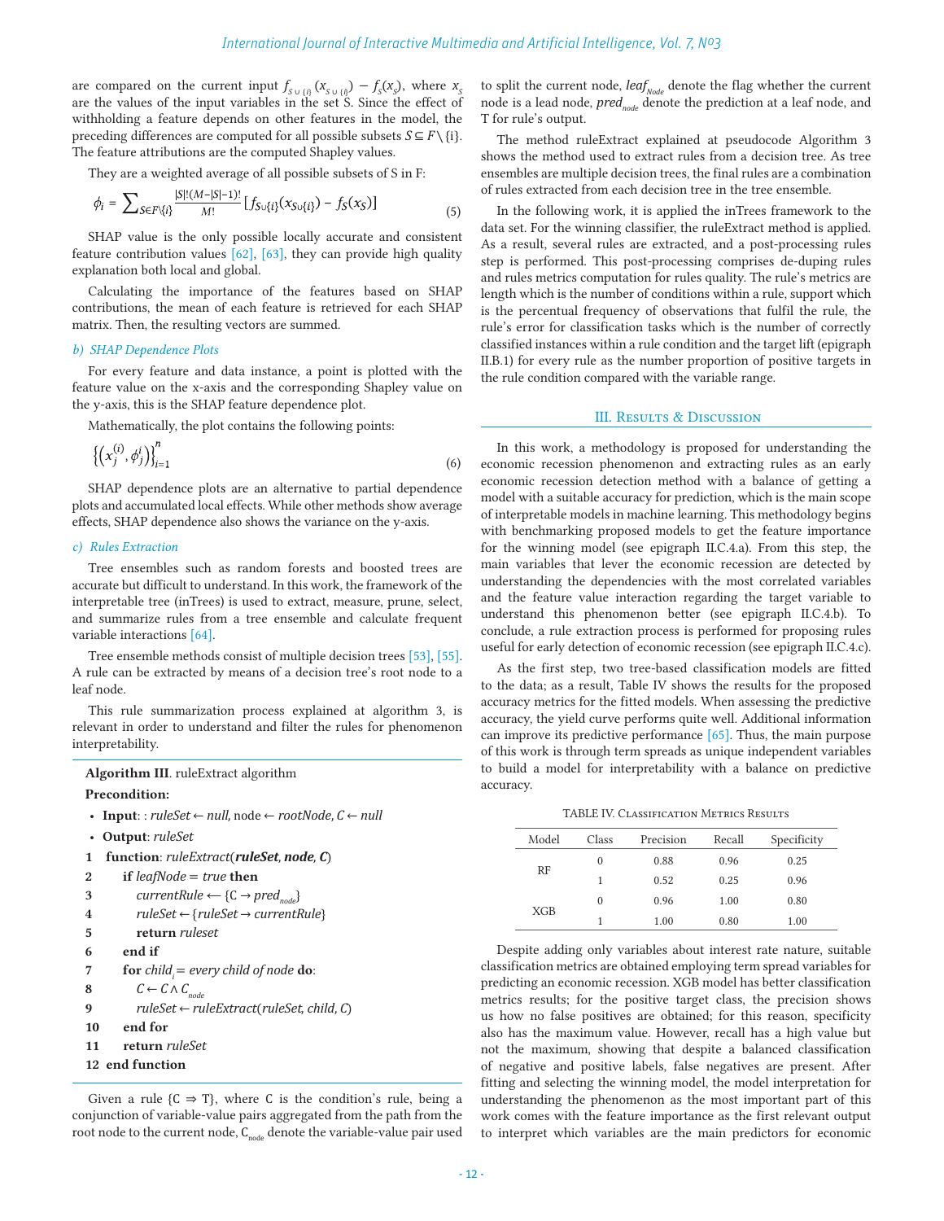are compared on the current input $f_{S\cup\{i\}}(x_{S\cup\{i\}}) - f_S(x_S)$, where $x_S$ are the values of the input variables in the set S. Since the effect of withholding a feature depends on other features in the model, the preceding differences are computed for all possible subsets $S \subseteq F \setminus \{i\}$. The feature attributions are the computed Shapley values.

They are a weighted average of all possible subsets of S in F:

$$\phi_i = \sum_{S \in F\setminus\{i\}} \frac{|S|!(M-|S|-1)!}{M!}\left[f_{S\cup\{i\}}(x_{S\cup\{i\}}) - f_S(x_S)\right] \quad (5)$$

SHAP value is the only possible locally accurate and consistent feature contribution values [62], [63], they can provide high quality explanation both local and global.

Calculating the importance of the features based on SHAP contributions, the mean of each feature is retrieved for each SHAP matrix. Then, the resulting vectors are summed.

#### *b) SHAP Dependence Plots*

For every feature and data instance, a point is plotted with the feature value on the x-axis and the corresponding Shapley value on the y-axis, this is the SHAP feature dependence plot.

Mathematically, the plot contains the following points:

$$\left\{\left(x_j^{(i)}, \phi_j^i\right)\right\}_{i=1}^n \quad (6)$$

SHAP dependence plots are an alternative to partial dependence plots and accumulated local effects. While other methods show average effects, SHAP dependence also shows the variance on the y-axis.

#### *c) Rules Extraction*

Tree ensembles such as random forests and boosted trees are accurate but difficult to understand. In this work, the framework of the interpretable tree (inTrees) is used to extract, measure, prune, select, and summarize rules from a tree ensemble and calculate frequent variable interactions [64].

Tree ensemble methods consist of multiple decision trees [53], [55]. A rule can be extracted by means of a decision tree's root node to a leaf node.

This rule summarization process explained at algorithm 3, is relevant in order to understand and filter the rules for phenomenon interpretability.

**Algorithm III**. ruleExtract algorithm

**Precondition:**

- **Input**: : *ruleSet* ← *null,* node ← *rootNode*, *C* ← *null*
- **Output**: *ruleSet*

```
1   function: ruleExtract(ruleSet, node, C)
2       if leafNode = true then
3           currentRule ⟵ {C → pred_node}
4           ruleSet ← {ruleSet → currentRule}
5           return ruleset
6       end if
7       for child_i = every child of node do:
8           C ← C ∧ C_node
9           ruleSet ← ruleExtract(ruleSet, child, C)
10      end for
11      return ruleSet
12  end function
```

Given a rule {C ⇒ T}, where C is the condition's rule, being a conjunction of variable-value pairs aggregated from the path from the root node to the current node, $C_{node}$ denote the variable-value pair used to split the current node, $leaf_{Node}$ denote the flag whether the current node is a lead node, $pred_{node}$ denote the prediction at a leaf node, and T for rule's output.

The method ruleExtract explained at pseudocode Algorithm 3 shows the method used to extract rules from a decision tree. As tree ensembles are multiple decision trees, the final rules are a combination of rules extracted from each decision tree in the tree ensemble.

In the following work, it is applied the inTrees framework to the data set. For the winning classifier, the ruleExtract method is applied. As a result, several rules are extracted, and a post-processing rules step is performed. This post-processing comprises de-duping rules and rules metrics computation for rules quality. The rule's metrics are length which is the number of conditions within a rule, support which is the percentual frequency of observations that fulfil the rule, the rule's error for classification tasks which is the number of correctly classified instances within a rule condition and the target lift (epigraph II.B.1) for every rule as the number proportion of positive targets in the rule condition compared with the variable range.

## III. Results & Discussion

In this work, a methodology is proposed for understanding the economic recession phenomenon and extracting rules as an early economic recession detection method with a balance of getting a model with a suitable accuracy for prediction, which is the main scope of interpretable models in machine learning. This methodology begins with benchmarking proposed models to get the feature importance for the winning model (see epigraph II.C.4.a). From this step, the main variables that lever the economic recession are detected by understanding the dependencies with the most correlated variables and the feature value interaction regarding the target variable to understand this phenomenon better (see epigraph II.C.4.b). To conclude, a rule extraction process is performed for proposing rules useful for early detection of economic recession (see epigraph II.C.4.c).

As the first step, two tree-based classification models are fitted to the data; as a result, Table IV shows the results for the proposed accuracy metrics for the fitted models. When assessing the predictive accuracy, the yield curve performs quite well. Additional information can improve its predictive performance [65]. Thus, the main purpose of this work is through term spreads as unique independent variables to build a model for interpretability with a balance on predictive accuracy.

TABLE IV. Classification Metrics Results

| Model | Class | Precision | Recall | Specificity |
|---|---|---|---|---|
| RF | 0 | 0.88 | 0.96 | 0.25 |
| | 1 | 0.52 | 0.25 | 0.96 |
| XGB | 0 | 0.96 | 1.00 | 0.80 |
| | 1 | 1.00 | 0.80 | 1.00 |

Despite adding only variables about interest rate nature, suitable classification metrics are obtained employing term spread variables for predicting an economic recession. XGB model has better classification metrics results; for the positive target class, the precision shows us how no false positives are obtained; for this reason, specificity also has the maximum value. However, recall has a high value but not the maximum, showing that despite a balanced classification of negative and positive labels, false negatives are present. After fitting and selecting the winning model, the model interpretation for understanding the phenomenon as the most important part of this work comes with the feature importance as the first relevant output to interpret which variables are the main predictors for economic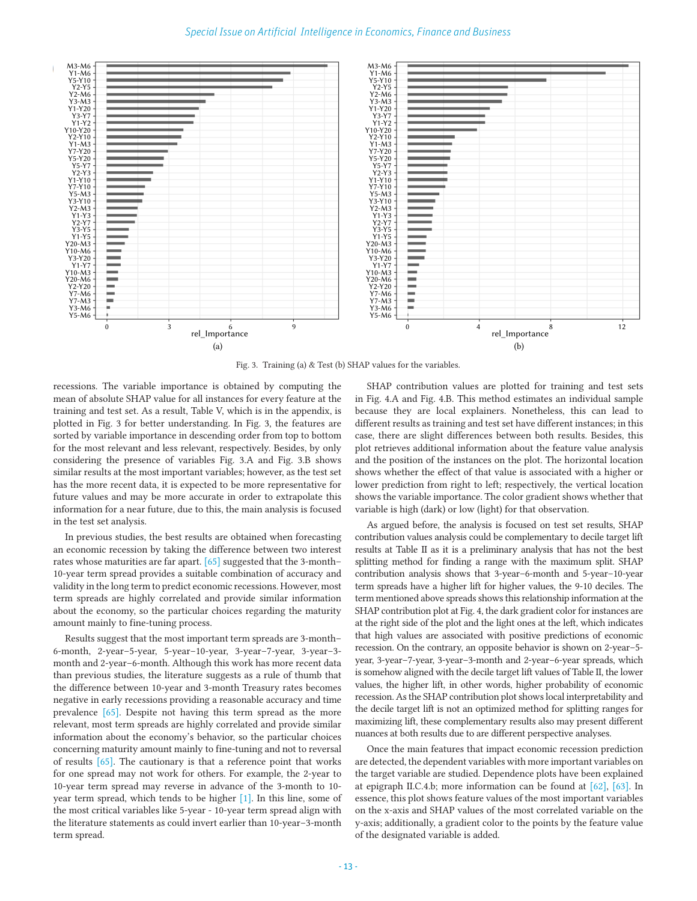Fig. 3. Training (a) & Test (b) SHAP values for the variables.

recessions. The variable importance is obtained by computing the mean of absolute SHAP value for all instances for every feature at the training and test set. As a result, Table V, which is in the appendix, is plotted in Fig. 3 for better understanding. In Fig. 3, the features are sorted by variable importance in descending order from top to bottom for the most relevant and less relevant, respectively. Besides, by only considering the presence of variables Fig. 3.A and Fig. 3.B shows similar results at the most important variables; however, as the test set has the more recent data, it is expected to be more representative for future values and may be more accurate in order to extrapolate this information for a near future, due to this, the main analysis is focused in the test set analysis.

In previous studies, the best results are obtained when forecasting an economic recession by taking the difference between two interest rates whose maturities are far apart. [65] suggested that the 3-month–10-year term spread provides a suitable combination of accuracy and validity in the long term to predict economic recessions. However, most term spreads are highly correlated and provide similar information about the economy, so the particular choices regarding the maturity amount mainly to fine-tuning process.

Results suggest that the most important term spreads are 3-month–6-month, 2-year–5-year, 5-year–10-year, 3-year–7-year, 3-year–3-month and 2-year–6-month. Although this work has more recent data than previous studies, the literature suggests as a rule of thumb that the difference between 10-year and 3-month Treasury rates becomes negative in early recessions providing a reasonable accuracy and time prevalence [65]. Despite not having this term spread as the more relevant, most term spreads are highly correlated and provide similar information about the economy's behavior, so the particular choices concerning maturity amount mainly to fine-tuning and not to reversal of results [65]. The cautionary is that a reference point that works for one spread may not work for others. For example, the 2-year to 10-year term spread may reverse in advance of the 3-month to 10-year term spread, which tends to be higher [1]. In this line, some of the most critical variables like 5-year - 10-year term spread align with the literature statements as could invert earlier than 10-year–3-month term spread.

SHAP contribution values are plotted for training and test sets in Fig. 4.A and Fig. 4.B. This method estimates an individual sample because they are local explainers. Nonetheless, this can lead to different results as training and test set have different instances; in this case, there are slight differences between both results. Besides, this plot retrieves additional information about the feature value analysis and the position of the instances on the plot. The horizontal location shows whether the effect of that value is associated with a higher or lower prediction from right to left; respectively, the vertical location shows the variable importance. The color gradient shows whether that variable is high (dark) or low (light) for that observation.

As argued before, the analysis is focused on test set results, SHAP contribution values analysis could be complementary to decile target lift results at Table II as it is a preliminary analysis that has not the best splitting method for finding a range with the maximum split. SHAP contribution analysis shows that 3-year–6-month and 5-year–10-year term spreads have a higher lift for higher values, the 9-10 deciles. The term mentioned above spreads shows this relationship information at the SHAP contribution plot at Fig. 4, the dark gradient color for instances are at the right side of the plot and the light ones at the left, which indicates that high values are associated with positive predictions of economic recession. On the contrary, an opposite behavior is shown on 2-year–5-year, 3-year–7-year, 3-year–3-month and 2-year–6-year spreads, which is somehow aligned with the decile target lift values of Table II, the lower values, the higher lift, in other words, higher probability of economic recession. As the SHAP contribution plot shows local interpretability and the decile target lift is not an optimized method for splitting ranges for maximizing lift, these complementary results also may present different nuances at both results due to are different perspective analyses.

Once the main features that impact economic recession prediction are detected, the dependent variables with more important variables on the target variable are studied. Dependence plots have been explained at epigraph II.C.4.b; more information can be found at [62], [63]. In essence, this plot shows feature values of the most important variables on the x-axis and SHAP values of the most correlated variable on the y-axis; additionally, a gradient color to the points by the feature value of the designated variable is added.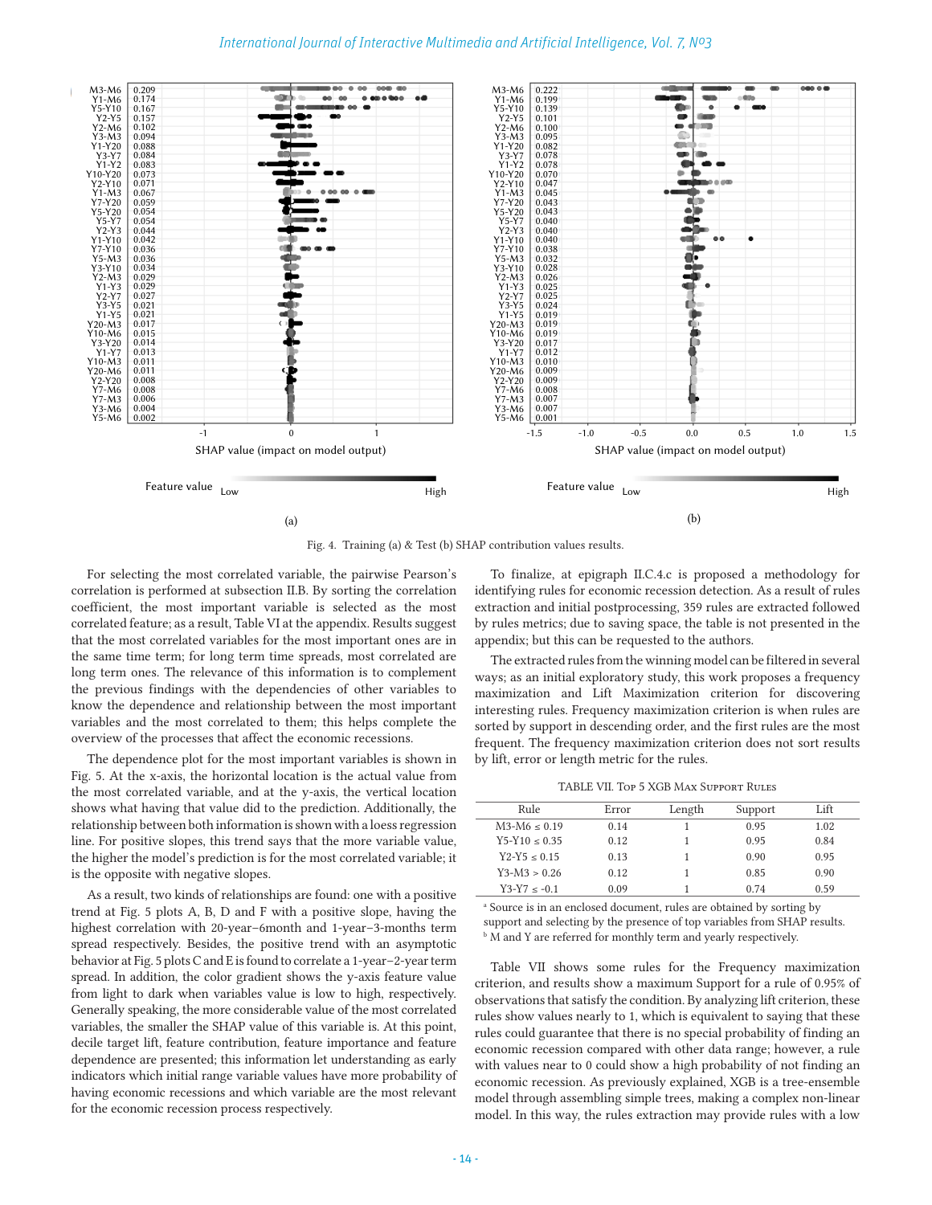Fig. 4. Training (a) & Test (b) SHAP contribution values results.

For selecting the most correlated variable, the pairwise Pearson's correlation is performed at subsection II.B. By sorting the correlation coefficient, the most important variable is selected as the most correlated feature; as a result, Table VI at the appendix. Results suggest that the most correlated variables for the most important ones are in the same time term; for long term time spreads, most correlated are long term ones. The relevance of this information is to complement the previous findings with the dependencies of other variables to know the dependence and relationship between the most important variables and the most correlated to them; this helps complete the overview of the processes that affect the economic recessions.

The dependence plot for the most important variables is shown in Fig. 5. At the x-axis, the horizontal location is the actual value from the most correlated variable, and at the y-axis, the vertical location shows what having that value did to the prediction. Additionally, the relationship between both information is shown with a loess regression line. For positive slopes, this trend says that the more variable value, the higher the model's prediction is for the most correlated variable; it is the opposite with negative slopes.

As a result, two kinds of relationships are found: one with a positive trend at Fig. 5 plots A, B, D and F with a positive slope, having the highest correlation with 20-year–6month and 1-year–3-months term spread respectively. Besides, the positive trend with an asymptotic behavior at Fig. 5 plots C and E is found to correlate a 1-year–2-year term spread. In addition, the color gradient shows the y-axis feature value from light to dark when variables value is low to high, respectively. Generally speaking, the more considerable value of the most correlated variables, the smaller the SHAP value of this variable is. At this point, decile target lift, feature contribution, feature importance and feature dependence are presented; this information let understanding as early indicators which initial range variable values have more probability of having economic recessions and which variable are the most relevant for the economic recession process respectively.

To finalize, at epigraph II.C.4.c is proposed a methodology for identifying rules for economic recession detection. As a result of rules extraction and initial postprocessing, 359 rules are extracted followed by rules metrics; due to saving space, the table is not presented in the appendix; but this can be requested to the authors.

The extracted rules from the winning model can be filtered in several ways; as an initial exploratory study, this work proposes a frequency maximization and Lift Maximization criterion for discovering interesting rules. Frequency maximization criterion is when rules are sorted by support in descending order, and the first rules are the most frequent. The frequency maximization criterion does not sort results by lift, error or length metric for the rules.

TABLE VII. Top 5 XGB Max Support Rules

| Rule | Error | Length | Support | Lift |
|---|---|---|---|---|
| M3-M6 ≤ 0.19 | 0.14 | 1 | 0.95 | 1.02 |
| Y5-Y10 ≤ 0.35 | 0.12 | 1 | 0.95 | 0.84 |
| Y2-Y5 ≤ 0.15 | 0.13 | 1 | 0.90 | 0.95 |
| Y3-M3 > 0.26 | 0.12 | 1 | 0.85 | 0.90 |
| Y3-Y7 ≤ -0.1 | 0.09 | 1 | 0.74 | 0.59 |

[a] Source is in an enclosed document, rules are obtained by sorting by support and selecting by the presence of top variables from SHAP results.
[b] M and Y are referred for monthly term and yearly respectively.

Table VII shows some rules for the Frequency maximization criterion, and results show a maximum Support for a rule of 0.95% of observations that satisfy the condition. By analyzing lift criterion, these rules show values nearly to 1, which is equivalent to saying that these rules could guarantee that there is no special probability of finding an economic recession compared with other data range; however, a rule with values near to 0 could show a high probability of not finding an economic recession. As previously explained, XGB is a tree-ensemble model through assembling simple trees, making a complex non-linear model. In this way, the rules extraction may provide rules with a low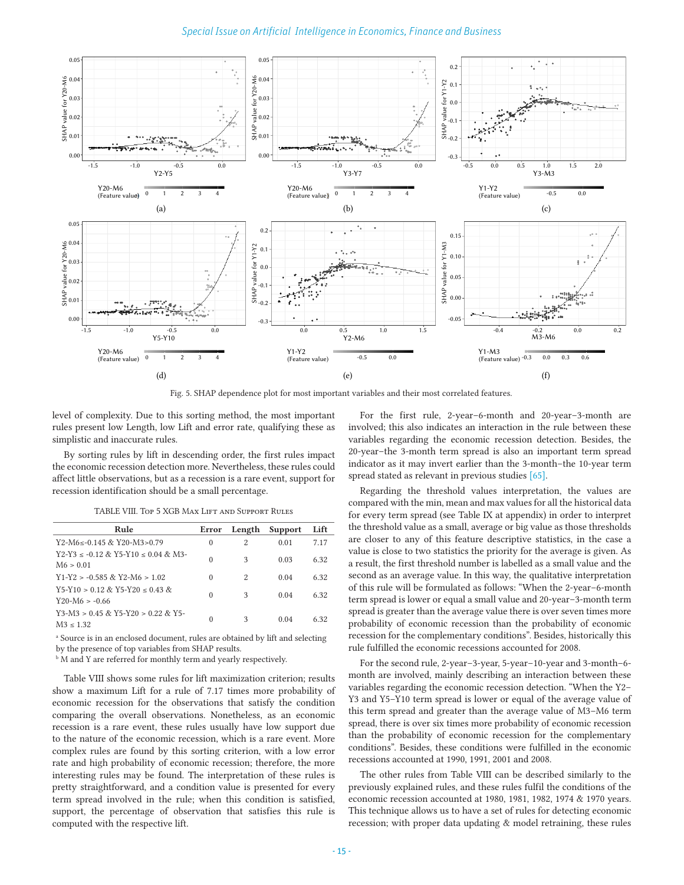Fig. 5. SHAP dependence plot for most important variables and their most correlated features.

level of complexity. Due to this sorting method, the most important rules present low Length, low Lift and error rate, qualifying these as simplistic and inaccurate rules.

By sorting rules by lift in descending order, the first rules impact the economic recession detection more. Nevertheless, these rules could affect little observations, but as a recession is a rare event, support for recession identification should be a small percentage.

TABLE VIII. Top 5 XGB Max Lift and Support Rules

| Rule | Error | Length | Support | Lift |
|---|---|---|---|---|
| Y2-M6≤-0.145 & Y20-M3>0.79 | 0 | 2 | 0.01 | 7.17 |
| Y2-Y3 ≤ -0.12 & Y5-Y10 ≤ 0.04 & M3-M6 > 0.01 | 0 | 3 | 0.03 | 6.32 |
| Y1-Y2 > -0.585 & Y2-M6 > 1.02 | 0 | 2 | 0.04 | 6.32 |
| Y5-Y10 > 0.12 & Y5-Y20 ≤ 0.43 & Y20-M6 > -0.66 | 0 | 3 | 0.04 | 6.32 |
| Y3-M3 > 0.45 & Y5-Y20 > 0.22 & Y5-M3 ≤ 1.32 | 0 | 3 | 0.04 | 6.32 |

[a] Source is in an enclosed document, rules are obtained by lift and selecting by the presence of top variables from SHAP results.
[b] M and Y are referred for monthly term and yearly respectively.

Table VIII shows some rules for lift maximization criterion; results show a maximum Lift for a rule of 7.17 times more probability of economic recession for the observations that satisfy the condition comparing the overall observations. Nonetheless, as an economic recession is a rare event, these rules usually have low support due to the nature of the economic recession, which is a rare event. More complex rules are found by this sorting criterion, with a low error rate and high probability of economic recession; therefore, the more interesting rules may be found. The interpretation of these rules is pretty straightforward, and a condition value is presented for every term spread involved in the rule; when this condition is satisfied, support, the percentage of observation that satisfies this rule is computed with the respective lift.

For the first rule, 2-year–6-month and 20-year–3-month are involved; this also indicates an interaction in the rule between these variables regarding the economic recession detection. Besides, the 20-year–the 3-month term spread is also an important term spread indicator as it may invert earlier than the 3-month–the 10-year term spread stated as relevant in previous studies [65].

Regarding the threshold values interpretation, the values are compared with the min, mean and max values for all the historical data for every term spread (see Table IX at appendix) in order to interpret the threshold value as a small, average or big value as those thresholds are closer to any of this feature descriptive statistics, in the case a value is close to two statistics the priority for the average is given. As a result, the first threshold number is labelled as a small value and the second as an average value. In this way, the qualitative interpretation of this rule will be formulated as follows: "When the 2-year–6-month term spread is lower or equal a small value and 20-year–3-month term spread is greater than the average value there is over seven times more probability of economic recession than the probability of economic recession for the complementary conditions". Besides, historically this rule fulfilled the economic recessions accounted for 2008.

For the second rule, 2-year–3-year, 5-year–10-year and 3-month–6-month are involved, mainly describing an interaction between these variables regarding the economic recession detection. "When the Y2–Y3 and Y5–Y10 term spread is lower or equal of the average value of this term spread and greater than the average value of M3–M6 term spread, there is over six times more probability of economic recession than the probability of economic recession for the complementary conditions". Besides, these conditions were fulfilled in the economic recessions accounted at 1990, 1991, 2001 and 2008.

The other rules from Table VIII can be described similarly to the previously explained rules, and these rules fulfil the conditions of the economic recession accounted at 1980, 1981, 1982, 1974 & 1970 years. This technique allows us to have a set of rules for detecting economic recession; with proper data updating & model retraining, these rules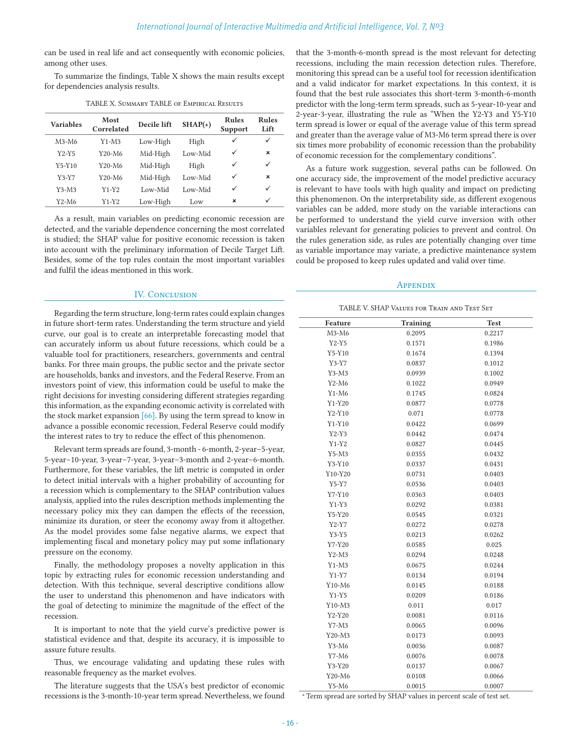can be used in real life and act consequently with economic policies, among other uses.

To summarize the findings, Table X shows the main results except for dependencies analysis results.

TABLE X. Summary TABLE of Empirical Results

| Variables | Most Correlated | Decile lift | SHAP(+) | Rules Support | Rules Lift |
|---|---|---|---|---|---|
| M3-M6 | Y1-M3 | Low-High | High | ✓ | ✓ |
| Y2-Y5 | Y20-M6 | Mid-High | Low-Mid | ✓ | × |
| Y5-Y10 | Y20-M6 | Mid-High | High | ✓ | ✓ |
| Y3-Y7 | Y20-M6 | Mid-High | Low-Mid | ✓ | × |
| Y3-M3 | Y1-Y2 | Low-Mid | Low-Mid | ✓ | ✓ |
| Y2-M6 | Y1-Y2 | Low-High | Low | × | ✓ |

As a result, main variables on predicting economic recession are detected, and the variable dependence concerning the most correlated is studied; the SHAP value for positive economic recession is taken into account with the preliminary information of Decile Target Lift. Besides, some of the top rules contain the most important variables and fulfil the ideas mentioned in this work.

## IV. Conclusion

Regarding the term structure, long-term rates could explain changes in future short-term rates. Understanding the term structure and yield curve, our goal is to create an interpretable forecasting model that can accurately inform us about future recessions, which could be a valuable tool for practitioners, researchers, governments and central banks. For three main groups, the public sector and the private sector are households, banks and investors, and the Federal Reserve. From an investors point of view, this information could be useful to make the right decisions for investing considering different strategies regarding this information, as the expanding economic activity is correlated with the stock market expansion [66]. By using the term spread to know in advance a possible economic recession, Federal Reserve could modify the interest rates to try to reduce the effect of this phenomenon.

Relevant term spreads are found, 3-month - 6-month, 2-year–5-year, 5-year–10-year, 3-year–7-year, 3-year–3-month and 2-year–6-month. Furthermore, for these variables, the lift metric is computed in order to detect initial intervals with a higher probability of accounting for a recession which is complementary to the SHAP contribution values analysis, applied into the rules description methods implementing the necessary policy mix they can dampen the effects of the recession, minimize its duration, or steer the economy away from it altogether. As the model provides some false negative alarms, we expect that implementing fiscal and monetary policy may put some inflationary pressure on the economy.

Finally, the methodology proposes a novelty application in this topic by extracting rules for economic recession understanding and detection. With this technique, several descriptive conditions allow the user to understand this phenomenon and have indicators with the goal of detecting to minimize the magnitude of the effect of the recession.

It is important to note that the yield curve's predictive power is statistical evidence and that, despite its accuracy, it is impossible to assure future results.

Thus, we encourage validating and updating these rules with reasonable frequency as the market evolves.

The literature suggests that the USA's best predictor of economic recessions is the 3-month-10-year term spread. Nevertheless, we found that the 3-month-6-month spread is the most relevant for detecting recessions, including the main recession detection rules. Therefore, monitoring this spread can be a useful tool for recession identification and a valid indicator for market expectations. In this context, it is found that the best rule associates this short-term 3-month-6-month predictor with the long-term term spreads, such as 5-year-10-year and 2-year-3-year, illustrating the rule as "When the Y2-Y3 and Y5-Y10 term spread is lower or equal of the average value of this term spread and greater than the average value of M3-M6 term spread there is over six times more probability of economic recession than the probability of economic recession for the complementary conditions".

As a future work suggestion, several paths can be followed. On one accuracy side, the improvement of the model predictive accuracy is relevant to have tools with high quality and impact on predicting this phenomenon. On the interpretability side, as different exogenous variables can be added, more study on the variable interactions can be performed to understand the yield curve inversion with other variables relevant for generating policies to prevent and control. On the rules generation side, as rules are potentially changing over time as variable importance may variate, a predictive maintenance system could be proposed to keep rules updated and valid over time.

## Appendix

TABLE V. SHAP Values for Train and Test Set

| Feature | Training | Test |
|---|---|---|
| M3-M6 | 0.2095 | 0.2217 |
| Y2-Y5 | 0.1571 | 0.1986 |
| Y5-Y10 | 0.1674 | 0.1394 |
| Y3-Y7 | 0.0837 | 0.1012 |
| Y3-M3 | 0.0939 | 0.1002 |
| Y2-M6 | 0.1022 | 0.0949 |
| Y1-M6 | 0.1745 | 0.0824 |
| Y1-Y20 | 0.0877 | 0.0778 |
| Y2-Y10 | 0.071 | 0.0778 |
| Y1-Y10 | 0.0422 | 0.0699 |
| Y2-Y3 | 0.0442 | 0.0474 |
| Y1-Y2 | 0.0827 | 0.0445 |
| Y5-M3 | 0.0355 | 0.0432 |
| Y3-Y10 | 0.0337 | 0.0431 |
| Y10-Y20 | 0.0731 | 0.0403 |
| Y5-Y7 | 0.0536 | 0.0403 |
| Y7-Y10 | 0.0363 | 0.0403 |
| Y1-Y3 | 0.0292 | 0.0381 |
| Y5-Y20 | 0.0545 | 0.0321 |
| Y2-Y7 | 0.0272 | 0.0278 |
| Y3-Y5 | 0.0213 | 0.0262 |
| Y7-Y20 | 0.0585 | 0.025 |
| Y2-M3 | 0.0294 | 0.0248 |
| Y1-M3 | 0.0675 | 0.0244 |
| Y1-Y7 | 0.0134 | 0.0194 |
| Y10-M6 | 0.0145 | 0.0188 |
| Y1-Y5 | 0.0209 | 0.0186 |
| Y10-M3 | 0.011 | 0.017 |
| Y2-Y20 | 0.0081 | 0.0116 |
| Y7-M3 | 0.0065 | 0.0096 |
| Y20-M3 | 0.0173 | 0.0093 |
| Y3-M6 | 0.0036 | 0.0087 |
| Y7-M6 | 0.0076 | 0.0078 |
| Y3-Y20 | 0.0137 | 0.0067 |
| Y20-M6 | 0.0108 | 0.0066 |
| Y5-M6 | 0.0015 | 0.0007 |

[a] Term spread are sorted by SHAP values in percent scale of test set.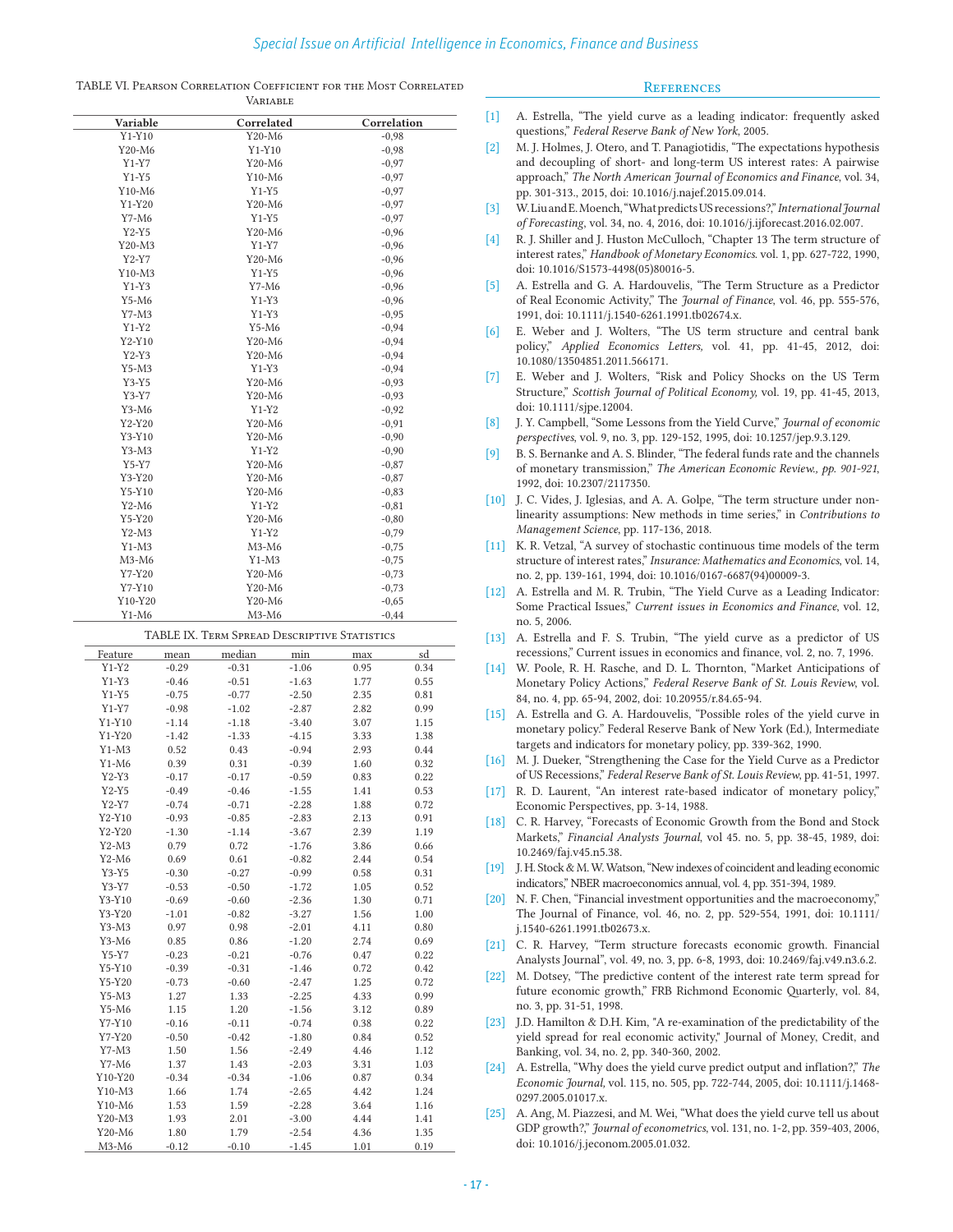TABLE VI. Pearson Correlation Coefficient for the Most Correlated Variable

| Variable | Correlated | Correlation |
|---|---|---|
| Y1-Y10 | Y20-M6 | -0,98 |
| Y20-M6 | Y1-Y10 | -0,98 |
| Y1-Y7 | Y20-M6 | -0,97 |
| Y1-Y5 | Y10-M6 | -0,97 |
| Y10-M6 | Y1-Y5 | -0,97 |
| Y1-Y20 | Y20-M6 | -0,97 |
| Y7-M6 | Y1-Y5 | -0,97 |
| Y2-Y5 | Y20-M6 | -0,96 |
| Y20-M3 | Y1-Y7 | -0,96 |
| Y2-Y7 | Y20-M6 | -0,96 |
| Y10-M3 | Y1-Y5 | -0,96 |
| Y1-Y3 | Y7-M6 | -0,96 |
| Y5-M6 | Y1-Y3 | -0,96 |
| Y7-M3 | Y1-Y3 | -0,95 |
| Y1-Y2 | Y5-M6 | -0,94 |
| Y2-Y10 | Y20-M6 | -0,94 |
| Y2-Y3 | Y20-M6 | -0,94 |
| Y5-M3 | Y1-Y3 | -0,94 |
| Y3-Y5 | Y20-M6 | -0,93 |
| Y3-Y7 | Y20-M6 | -0,93 |
| Y3-M6 | Y1-Y2 | -0,92 |
| Y2-Y20 | Y20-M6 | -0,91 |
| Y3-Y10 | Y20-M6 | -0,90 |
| Y3-M3 | Y1-Y2 | -0,90 |
| Y5-Y7 | Y20-M6 | -0,87 |
| Y3-Y20 | Y20-M6 | -0,87 |
| Y5-Y10 | Y20-M6 | -0,83 |
| Y2-M6 | Y1-Y2 | -0,81 |
| Y5-Y20 | Y20-M6 | -0,80 |
| Y2-M3 | Y1-Y2 | -0,79 |
| Y1-M3 | M3-M6 | -0,75 |
| M3-M6 | Y1-M3 | -0,75 |
| Y7-Y20 | Y20-M6 | -0,73 |
| Y7-Y10 | Y20-M6 | -0,73 |
| Y10-Y20 | Y20-M6 | -0,65 |
| Y1-M6 | M3-M6 | -0,44 |

TABLE IX. Term Spread Descriptive Statistics

| Feature | mean | median | min | max | sd |
|---|---|---|---|---|---|
| Y1-Y2 | -0.29 | -0.31 | -1.06 | 0.95 | 0.34 |
| Y1-Y3 | -0.46 | -0.51 | -1.63 | 1.77 | 0.55 |
| Y1-Y5 | -0.75 | -0.77 | -2.50 | 2.35 | 0.81 |
| Y1-Y7 | -0.98 | -1.02 | -2.87 | 2.82 | 0.99 |
| Y1-Y10 | -1.14 | -1.18 | -3.40 | 3.07 | 1.15 |
| Y1-Y20 | -1.42 | -1.33 | -4.15 | 3.33 | 1.38 |
| Y1-M3 | 0.52 | 0.43 | -0.94 | 2.93 | 0.44 |
| Y1-M6 | 0.39 | 0.31 | -0.39 | 1.60 | 0.32 |
| Y2-Y3 | -0.17 | -0.17 | -0.59 | 0.83 | 0.22 |
| Y2-Y5 | -0.49 | -0.46 | -1.55 | 1.41 | 0.53 |
| Y2-Y7 | -0.74 | -0.71 | -2.28 | 1.88 | 0.72 |
| Y2-Y10 | -0.93 | -0.85 | -2.83 | 2.13 | 0.91 |
| Y2-Y20 | -1.30 | -1.14 | -3.67 | 2.39 | 1.19 |
| Y2-M3 | 0.79 | 0.72 | -1.76 | 3.86 | 0.66 |
| Y2-M6 | 0.69 | 0.61 | -0.82 | 2.44 | 0.54 |
| Y3-Y5 | -0.30 | -0.27 | -0.99 | 0.58 | 0.31 |
| Y3-Y7 | -0.53 | -0.50 | -1.72 | 1.05 | 0.52 |
| Y3-Y10 | -0.69 | -0.60 | -2.36 | 1.30 | 0.71 |
| Y3-Y20 | -1.01 | -0.82 | -3.27 | 1.56 | 1.00 |
| Y3-M3 | 0.97 | 0.98 | -2.01 | 4.11 | 0.80 |
| Y3-M6 | 0.85 | 0.86 | -1.20 | 2.74 | 0.69 |
| Y5-Y7 | -0.23 | -0.21 | -0.76 | 0.47 | 0.22 |
| Y5-Y10 | -0.39 | -0.31 | -1.46 | 0.72 | 0.42 |
| Y5-Y20 | -0.73 | -0.60 | -2.47 | 1.25 | 0.72 |
| Y5-M3 | 1.27 | 1.33 | -2.25 | 4.33 | 0.99 |
| Y5-M6 | 1.15 | 1.20 | -1.56 | 3.12 | 0.89 |
| Y7-Y10 | -0.16 | -0.11 | -0.74 | 0.38 | 0.22 |
| Y7-Y20 | -0.50 | -0.42 | -1.80 | 0.84 | 0.52 |
| Y7-M3 | 1.50 | 1.56 | -2.49 | 4.46 | 1.12 |
| Y7-M6 | 1.37 | 1.43 | -2.03 | 3.31 | 1.03 |
| Y10-Y20 | -0.34 | -0.34 | -1.06 | 0.87 | 0.34 |
| Y10-M3 | 1.66 | 1.74 | -2.65 | 4.42 | 1.24 |
| Y10-M6 | 1.53 | 1.59 | -2.28 | 3.64 | 1.16 |
| Y20-M3 | 1.93 | 2.01 | -3.00 | 4.44 | 1.41 |
| Y20-M6 | 1.80 | 1.79 | -2.54 | 4.36 | 1.35 |
| M3-M6 | -0.12 | -0.10 | -1.45 | 1.01 | 0.19 |

## References

[1] A. Estrella, "The yield curve as a leading indicator: frequently asked questions," *Federal Reserve Bank of New York*, 2005.

[2] M. J. Holmes, J. Otero, and T. Panagiotidis, "The expectations hypothesis and decoupling of short- and long-term US interest rates: A pairwise approach," *The North American Journal of Economics and Finance*, vol. 34, pp. 301-313., 2015, doi: 10.1016/j.najef.2015.09.014.

[3] W. Liu and E. Moench, "What predicts US recessions?," *International Journal of Forecasting*, vol. 34, no. 4, 2016, doi: 10.1016/j.ijforecast.2016.02.007.

[4] R. J. Shiller and J. Huston McCulloch, "Chapter 13 The term structure of interest rates," *Handbook of Monetary Economics*. vol. 1, pp. 627-722, 1990, doi: 10.1016/S1573-4498(05)80016-5.

[5] A. Estrella and G. A. Hardouvelis, "The Term Structure as a Predictor of Real Economic Activity," The *Journal of Finance*, vol. 46, pp. 555-576, 1991, doi: 10.1111/j.1540-6261.1991.tb02674.x.

[6] E. Weber and J. Wolters, "The US term structure and central bank policy," *Applied Economics Letters,* vol. 41, pp. 41-45, 2012, doi: 10.1080/13504851.2011.566171.

[7] E. Weber and J. Wolters, "Risk and Policy Shocks on the US Term Structure," *Scottish Journal of Political Economy,* vol. 19, pp. 41-45, 2013, doi: 10.1111/sjpe.12004.

[8] J. Y. Campbell, "Some Lessons from the Yield Curve," *Journal of economic perspectives*, vol. 9, no. 3, pp. 129-152, 1995, doi: 10.1257/jep.9.3.129.

[9] B. S. Bernanke and A. S. Blinder, "The federal funds rate and the channels of monetary transmission," *The American Economic Review., pp. 901-921*, 1992, doi: 10.2307/2117350.

[10] J. C. Vides, J. Iglesias, and A. A. Golpe, "The term structure under non-linearity assumptions: New methods in time series," in *Contributions to Management Science*, pp. 117-136, 2018.

[11] K. R. Vetzal, "A survey of stochastic continuous time models of the term structure of interest rates," *Insurance: Mathematics and Economics*, vol. 14, no. 2, pp. 139-161, 1994, doi: 10.1016/0167-6687(94)00009-3.

[12] A. Estrella and M. R. Trubin, "The Yield Curve as a Leading Indicator: Some Practical Issues," *Current issues in Economics and Finance*, vol. 12, no. 5, 2006.

[13] A. Estrella and F. S. Trubin, "The yield curve as a predictor of US recessions," Current issues in economics and finance, vol. 2, no. 7, 1996.

[14] W. Poole, R. H. Rasche, and D. L. Thornton, "Market Anticipations of Monetary Policy Actions," *Federal Reserve Bank of St. Louis Review*, vol. 84, no. 4, pp. 65-94, 2002, doi: 10.20955/r.84.65-94.

[15] A. Estrella and G. A. Hardouvelis, "Possible roles of the yield curve in monetary policy." Federal Reserve Bank of New York (Ed.), Intermediate targets and indicators for monetary policy, pp. 339-362, 1990.

[16] M. J. Dueker, "Strengthening the Case for the Yield Curve as a Predictor of US Recessions," *Federal Reserve Bank of St. Louis Review*, pp. 41-51, 1997.

[17] R. D. Laurent, "An interest rate-based indicator of monetary policy," Economic Perspectives, pp. 3-14, 1988.

[18] C. R. Harvey, "Forecasts of Economic Growth from the Bond and Stock Markets," *Financial Analysts Journal*, vol 45. no. 5, pp. 38-45, 1989, doi: 10.2469/faj.v45.n5.38.

[19] J. H. Stock & M. W. Watson, "New indexes of coincident and leading economic indicators," NBER macroeconomics annual, vol. 4, pp. 351-394, 1989.

[20] N. F. Chen, "Financial investment opportunities and the macroeconomy," The Journal of Finance, vol. 46, no. 2, pp. 529-554, 1991, doi: 10.1111/j.1540-6261.1991.tb02673.x.

[21] C. R. Harvey, "Term structure forecasts economic growth. Financial Analysts Journal", vol. 49, no. 3, pp. 6-8, 1993, doi: 10.2469/faj.v49.n3.6.2.

[22] M. Dotsey, "The predictive content of the interest rate term spread for future economic growth," FRB Richmond Economic Quarterly, vol. 84, no. 3, pp. 31-51, 1998.

[23] J.D. Hamilton & D.H. Kim, "A re-examination of the predictability of the yield spread for real economic activity," Journal of Money, Credit, and Banking, vol. 34, no. 2, pp. 340-360, 2002.

[24] A. Estrella, "Why does the yield curve predict output and inflation?," *The Economic Journal,* vol. 115, no. 505, pp. 722-744, 2005, doi: 10.1111/j.1468-0297.2005.01017.x.

[25] A. Ang, M. Piazzesi, and M. Wei, "What does the yield curve tell us about GDP growth?," *Journal of econometrics*, vol. 131, no. 1-2, pp. 359-403, 2006, doi: 10.1016/j.jeconom.2005.01.032.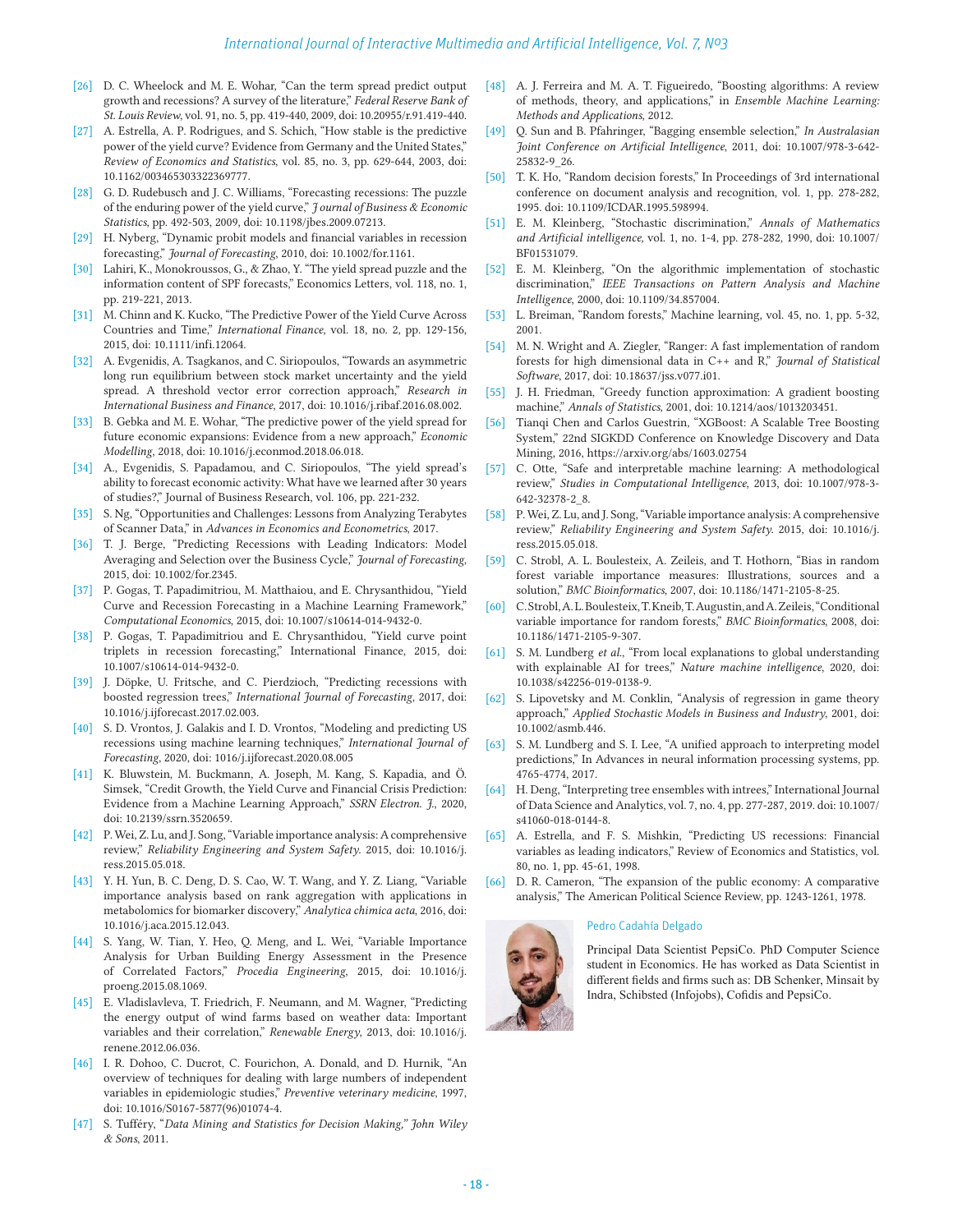[26] D. C. Wheelock and M. E. Wohar, "Can the term spread predict output growth and recessions? A survey of the literature," *Federal Reserve Bank of St. Louis Review*, vol. 91, no. 5, pp. 419-440, 2009, doi: 10.20955/r.91.419-440.

[27] A. Estrella, A. P. Rodrigues, and S. Schich, "How stable is the predictive power of the yield curve? Evidence from Germany and the United States," *Review of Economics and Statistics*, vol. 85, no. 3, pp. 629-644, 2003, doi: 10.1162/003465303322369777.

[28] G. D. Rudebusch and J. C. Williams, "Forecasting recessions: The puzzle of the enduring power of the yield curve," *J ournal of Business & Economic Statistics*, pp. 492-503, 2009, doi: 10.1198/jbes.2009.07213.

[29] H. Nyberg, "Dynamic probit models and financial variables in recession forecasting," *Journal of Forecasting*, 2010, doi: 10.1002/for.1161.

[30] Lahiri, K., Monokroussos, G., & Zhao, Y. "The yield spread puzzle and the information content of SPF forecasts," Economics Letters, vol. 118, no. 1, pp. 219-221, 2013.

[31] M. Chinn and K. Kucko, "The Predictive Power of the Yield Curve Across Countries and Time," *International Finance*, vol. 18, no. 2, pp. 129-156, 2015, doi: 10.1111/infi.12064.

[32] A. Evgenidis, A. Tsagkanos, and C. Siriopoulos, "Towards an asymmetric long run equilibrium between stock market uncertainty and the yield spread. A threshold vector error correction approach," *Research in International Business and Finance*, 2017, doi: 10.1016/j.ribaf.2016.08.002.

[33] B. Gebka and M. E. Wohar, "The predictive power of the yield spread for future economic expansions: Evidence from a new approach," *Economic Modelling*, 2018, doi: 10.1016/j.econmod.2018.06.018.

[34] A., Evgenidis, S. Papadamou, and C. Siriopoulos, "The yield spread's ability to forecast economic activity: What have we learned after 30 years of studies?," Journal of Business Research, vol. 106, pp. 221-232.

[35] S. Ng, "Opportunities and Challenges: Lessons from Analyzing Terabytes of Scanner Data," in *Advances in Economics and Econometrics*, 2017.

[36] T. J. Berge, "Predicting Recessions with Leading Indicators: Model Averaging and Selection over the Business Cycle," *Journal of Forecasting*, 2015, doi: 10.1002/for.2345.

[37] P. Gogas, T. Papadimitriou, M. Matthaiou, and E. Chrysanthidou, "Yield Curve and Recession Forecasting in a Machine Learning Framework," *Computational Economics*, 2015, doi: 10.1007/s10614-014-9432-0.

[38] P. Gogas, T. Papadimitriou and E. Chrysanthidou, "Yield curve point triplets in recession forecasting," International Finance, 2015, doi: 10.1007/s10614-014-9432-0.

[39] J. Döpke, U. Fritsche, and C. Pierdzioch, "Predicting recessions with boosted regression trees," *International Journal of Forecasting*, 2017, doi: 10.1016/j.ijforecast.2017.02.003.

[40] S. D. Vrontos, J. Galakis and I. D. Vrontos, "Modeling and predicting US recessions using machine learning techniques," *International Journal of Forecasting*, 2020, doi: 1016/j.ijforecast.2020.08.005

[41] K. Bluwstein, M. Buckmann, A. Joseph, M. Kang, S. Kapadia, and Ö. Simsek, "Credit Growth, the Yield Curve and Financial Crisis Prediction: Evidence from a Machine Learning Approach," *SSRN Electron. J.*, 2020, doi: 10.2139/ssrn.3520659.

[42] P. Wei, Z. Lu, and J. Song, "Variable importance analysis: A comprehensive review," *Reliability Engineering and System Safety*. 2015, doi: 10.1016/j.ress.2015.05.018.

[43] Y. H. Yun, B. C. Deng, D. S. Cao, W. T. Wang, and Y. Z. Liang, "Variable importance analysis based on rank aggregation with applications in metabolomics for biomarker discovery," *Analytica chimica acta*, 2016, doi: 10.1016/j.aca.2015.12.043.

[44] S. Yang, W. Tian, Y. Heo, Q. Meng, and L. Wei, "Variable Importance Analysis for Urban Building Energy Assessment in the Presence of Correlated Factors," *Procedia Engineering*, 2015, doi: 10.1016/j.proeng.2015.08.1069.

[45] E. Vladislavleva, T. Friedrich, F. Neumann, and M. Wagner, "Predicting the energy output of wind farms based on weather data: Important variables and their correlation," *Renewable Energy*, 2013, doi: 10.1016/j.renene.2012.06.036.

[46] I. R. Dohoo, C. Ducrot, C. Fourichon, A. Donald, and D. Hurnik, "An overview of techniques for dealing with large numbers of independent variables in epidemiologic studies," *Preventive veterinary medicine*, 1997, doi: 10.1016/S0167-5877(96)01074-4.

[47] S. Tufféry, "*Data Mining and Statistics for Decision Making," John Wiley & Sons*, 2011.

[48] A. J. Ferreira and M. A. T. Figueiredo, "Boosting algorithms: A review of methods, theory, and applications," in *Ensemble Machine Learning: Methods and Applications*, 2012.

[49] Q. Sun and B. Pfahringer, "Bagging ensemble selection," *In Australasian Joint Conference on Artificial Intelligence*, 2011, doi: 10.1007/978-3-642-25832-9_26.

[50] T. K. Ho, "Random decision forests," In Proceedings of 3rd international conference on document analysis and recognition, vol. 1, pp. 278-282, 1995. doi: 10.1109/ICDAR.1995.598994.

[51] E. M. Kleinberg, "Stochastic discrimination," *Annals of Mathematics and Artificial intelligence*, vol. 1, no. 1-4, pp. 278-282, 1990, doi: 10.1007/BF01531079.

[52] E. M. Kleinberg, "On the algorithmic implementation of stochastic discrimination," *IEEE Transactions on Pattern Analysis and Machine Intelligence*, 2000, doi: 10.1109/34.857004.

[53] L. Breiman, "Random forests," Machine learning, vol. 45, no. 1, pp. 5-32, 2001.

[54] M. N. Wright and A. Ziegler, "Ranger: A fast implementation of random forests for high dimensional data in C++ and R," *Journal of Statistical Software*, 2017, doi: 10.18637/jss.v077.i01.

[55] J. H. Friedman, "Greedy function approximation: A gradient boosting machine," *Annals of Statistics*, 2001, doi: 10.1214/aos/1013203451.

[56] Tianqi Chen and Carlos Guestrin, "XGBoost: A Scalable Tree Boosting System," 22nd SIGKDD Conference on Knowledge Discovery and Data Mining, 2016, https://arxiv.org/abs/1603.02754

[57] C. Otte, "Safe and interpretable machine learning: A methodological review," *Studies in Computational Intelligence*, 2013, doi: 10.1007/978-3-642-32378-2_8.

[58] P. Wei, Z. Lu, and J. Song, "Variable importance analysis: A comprehensive review," *Reliability Engineering and System Safety*. 2015, doi: 10.1016/j.ress.2015.05.018.

[59] C. Strobl, A. L. Boulesteix, A. Zeileis, and T. Hothorn, "Bias in random forest variable importance measures: Illustrations, sources and a solution," *BMC Bioinformatics*, 2007, doi: 10.1186/1471-2105-8-25.

[60] C. Strobl, A. L. Boulesteix, T. Kneib, T. Augustin, and A. Zeileis, "Conditional variable importance for random forests," *BMC Bioinformatics*, 2008, doi: 10.1186/1471-2105-9-307.

[61] S. M. Lundberg *et al.*, "From local explanations to global understanding with explainable AI for trees," *Nature machine intelligence*, 2020, doi: 10.1038/s42256-019-0138-9.

[62] S. Lipovetsky and M. Conklin, "Analysis of regression in game theory approach," *Applied Stochastic Models in Business and Industry*, 2001, doi: 10.1002/asmb.446.

[63] S. M. Lundberg and S. I. Lee, "A unified approach to interpreting model predictions," In Advances in neural information processing systems, pp. 4765-4774, 2017.

[64] H. Deng, "Interpreting tree ensembles with intrees," International Journal of Data Science and Analytics, vol. 7, no. 4, pp. 277-287, 2019. doi: 10.1007/s41060-018-0144-8.

[65] A. Estrella, and F. S. Mishkin, "Predicting US recessions: Financial variables as leading indicators," Review of Economics and Statistics, vol. 80, no. 1, pp. 45-61, 1998.

[66] D. R. Cameron, "The expansion of the public economy: A comparative analysis," The American Political Science Review, pp. 1243-1261, 1978.

**Pedro Cadahía Delgado**

Principal Data Scientist PepsiCo. PhD Computer Science student in Economics. He has worked as Data Scientist in different fields and firms such as: DB Schenker, Minsait by Indra, Schibsted (Infojobs), Cofidis and PepsiCo.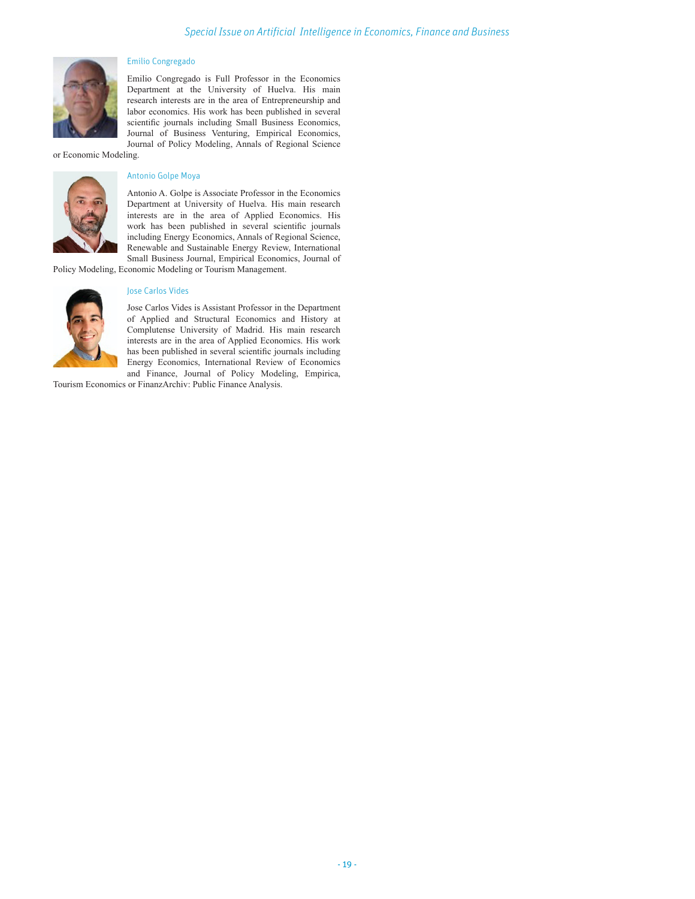### Emilio Congregado

Emilio Congregado is Full Professor in the Economics Department at the University of Huelva. His main research interests are in the area of Entrepreneurship and labor economics. His work has been published in several scientific journals including Small Business Economics, Journal of Business Venturing, Empirical Economics, Journal of Policy Modeling, Annals of Regional Science or Economic Modeling.

### Antonio Golpe Moya

Antonio A. Golpe is Associate Professor in the Economics Department at University of Huelva. His main research interests are in the area of Applied Economics. His work has been published in several scientific journals including Energy Economics, Annals of Regional Science, Renewable and Sustainable Energy Review, International Small Business Journal, Empirical Economics, Journal of Policy Modeling, Economic Modeling or Tourism Management.

### Jose Carlos Vides

Jose Carlos Vides is Assistant Professor in the Department of Applied and Structural Economics and History at Complutense University of Madrid. His main research interests are in the area of Applied Economics. His work has been published in several scientific journals including Energy Economics, International Review of Economics and Finance, Journal of Policy Modeling, Empirica, Tourism Economics or FinanzArchiv: Public Finance Analysis.